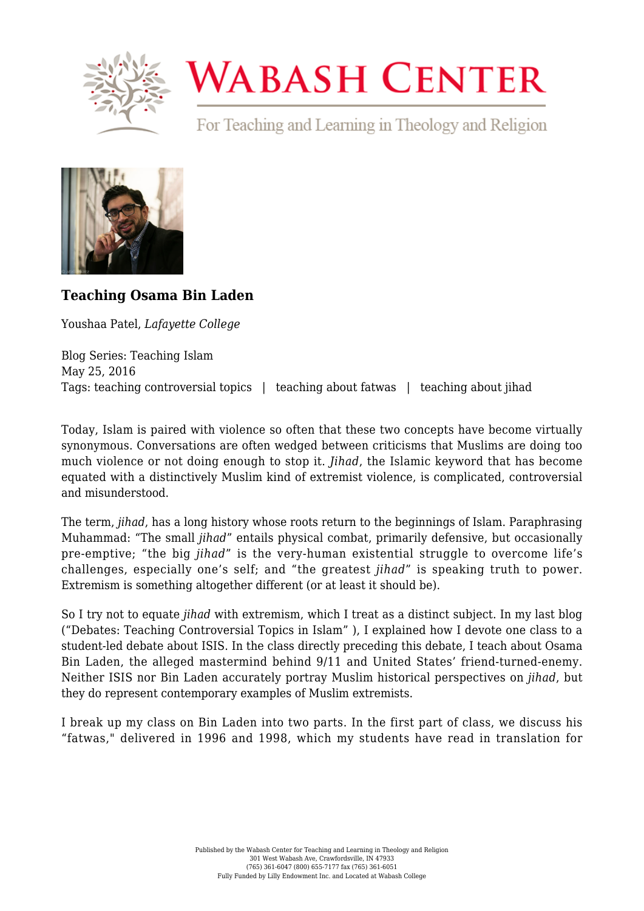# Teaching Osama Bin Laden

Youshaa Patel, *Lafayette College*

Blog Series: Teaching Islam
May 25, 2016
Tags: teaching controversial topics | teaching about fatwas | teaching about jihad

Today, Islam is paired with violence so often that these two concepts have become virtually synonymous. Conversations are often wedged between criticisms that Muslims are doing too much violence or not doing enough to stop it. *Jihad*, the Islamic keyword that has become equated with a distinctively Muslim kind of extremist violence, is complicated, controversial and misunderstood.

The term, *jihad*, has a long history whose roots return to the beginnings of Islam. Paraphrasing Muhammad: "The small *jihad*" entails physical combat, primarily defensive, but occasionally pre-emptive; "the big *jihad*" is the very-human existential struggle to overcome life's challenges, especially one's self; and "the greatest *jihad*" is speaking truth to power. Extremism is something altogether different (or at least it should be).

So I try not to equate *jihad* with extremism, which I treat as a distinct subject. In my last blog ("Debates: Teaching Controversial Topics in Islam" ), I explained how I devote one class to a student-led debate about ISIS. In the class directly preceding this debate, I teach about Osama Bin Laden, the alleged mastermind behind 9/11 and United States' friend-turned-enemy. Neither ISIS nor Bin Laden accurately portray Muslim historical perspectives on *jihad*, but they do represent contemporary examples of Muslim extremists.

I break up my class on Bin Laden into two parts. In the first part of class, we discuss his "fatwas," delivered in 1996 and 1998, which my students have read in translation for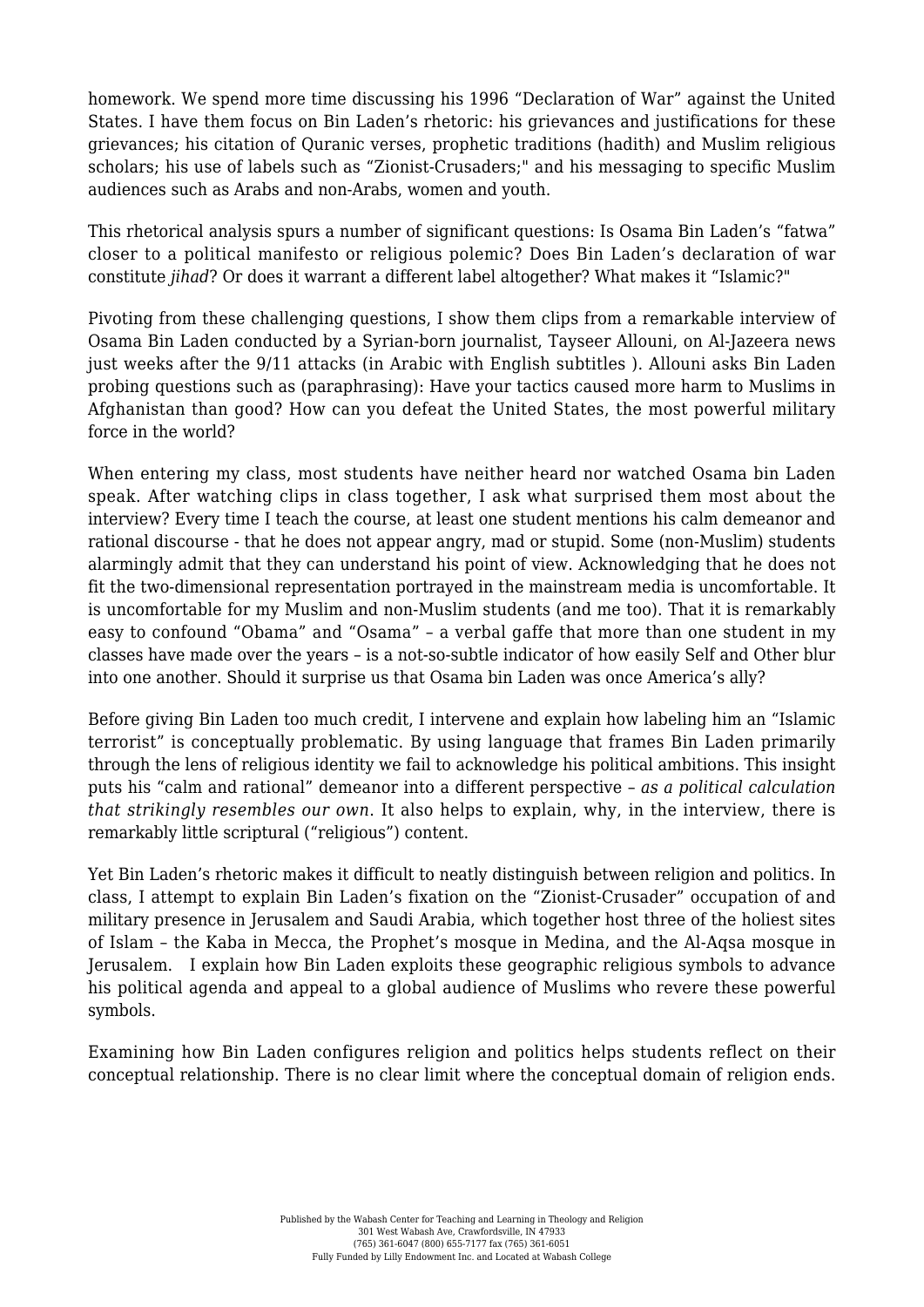homework. We spend more time discussing his 1996 “Declaration of War” against the United States. I have them focus on Bin Laden’s rhetoric: his grievances and justifications for these grievances; his citation of Quranic verses, prophetic traditions (hadith) and Muslim religious scholars; his use of labels such as “Zionist-Crusaders;" and his messaging to specific Muslim audiences such as Arabs and non-Arabs, women and youth.

This rhetorical analysis spurs a number of significant questions: Is Osama Bin Laden’s “fatwa” closer to a political manifesto or religious polemic? Does Bin Laden’s declaration of war constitute *jihad*? Or does it warrant a different label altogether? What makes it “Islamic?"

Pivoting from these challenging questions, I show them clips from a remarkable interview of Osama Bin Laden conducted by a Syrian-born journalist, Tayseer Allouni, on Al-Jazeera news just weeks after the 9/11 attacks (in Arabic with English subtitles ). Allouni asks Bin Laden probing questions such as (paraphrasing): Have your tactics caused more harm to Muslims in Afghanistan than good? How can you defeat the United States, the most powerful military force in the world?

When entering my class, most students have neither heard nor watched Osama bin Laden speak. After watching clips in class together, I ask what surprised them most about the interview? Every time I teach the course, at least one student mentions his calm demeanor and rational discourse - that he does not appear angry, mad or stupid. Some (non-Muslim) students alarmingly admit that they can understand his point of view. Acknowledging that he does not fit the two-dimensional representation portrayed in the mainstream media is uncomfortable. It is uncomfortable for my Muslim and non-Muslim students (and me too). That it is remarkably easy to confound “Obama” and “Osama” – a verbal gaffe that more than one student in my classes have made over the years – is a not-so-subtle indicator of how easily Self and Other blur into one another. Should it surprise us that Osama bin Laden was once America’s ally?

Before giving Bin Laden too much credit, I intervene and explain how labeling him an “Islamic terrorist” is conceptually problematic. By using language that frames Bin Laden primarily through the lens of religious identity we fail to acknowledge his political ambitions. This insight puts his “calm and rational” demeanor into a different perspective – *as a political calculation that strikingly resembles our own*. It also helps to explain, why, in the interview, there is remarkably little scriptural (“religious”) content.

Yet Bin Laden’s rhetoric makes it difficult to neatly distinguish between religion and politics. In class, I attempt to explain Bin Laden’s fixation on the “Zionist-Crusader” occupation of and military presence in Jerusalem and Saudi Arabia, which together host three of the holiest sites of Islam – the Kaba in Mecca, the Prophet’s mosque in Medina, and the Al-Aqsa mosque in Jerusalem. I explain how Bin Laden exploits these geographic religious symbols to advance his political agenda and appeal to a global audience of Muslims who revere these powerful symbols.

Examining how Bin Laden configures religion and politics helps students reflect on their conceptual relationship. There is no clear limit where the conceptual domain of religion ends.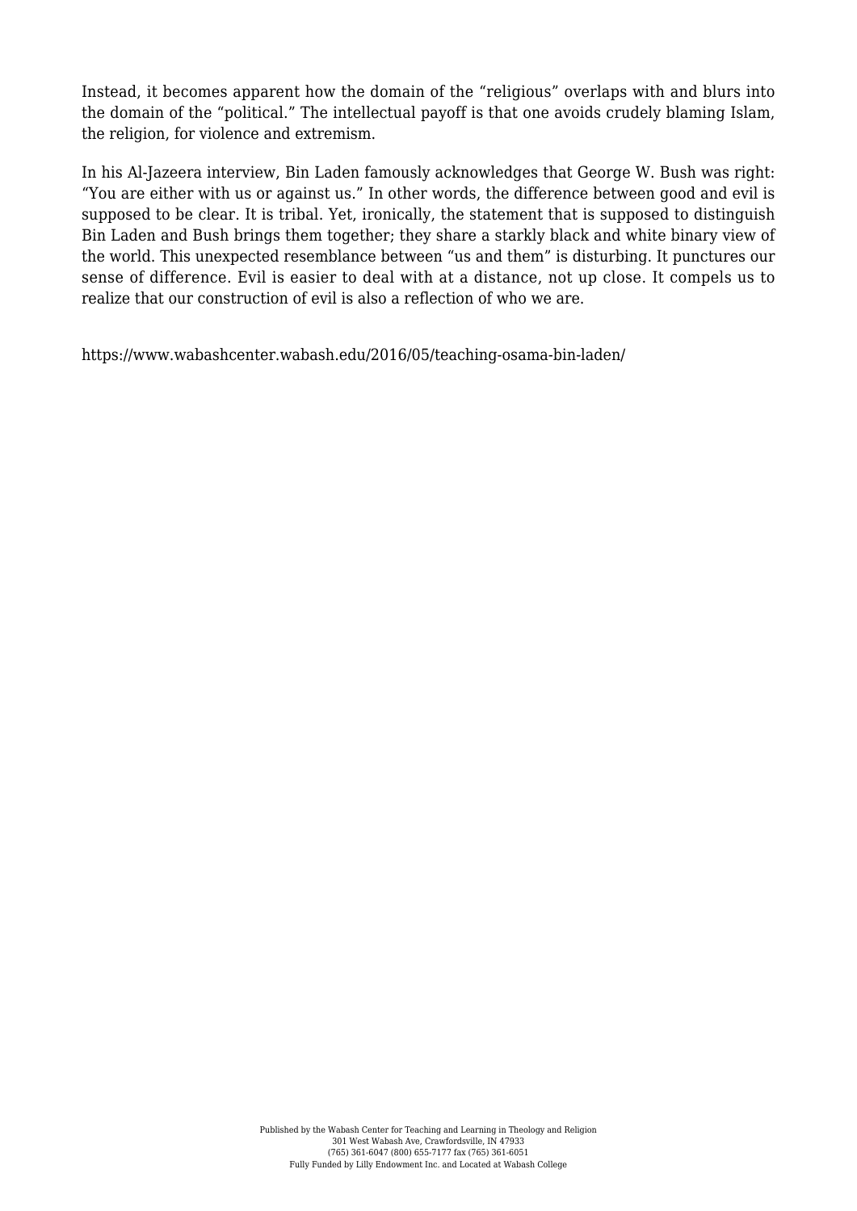Instead, it becomes apparent how the domain of the "religious" overlaps with and blurs into the domain of the "political." The intellectual payoff is that one avoids crudely blaming Islam, the religion, for violence and extremism.

In his Al-Jazeera interview, Bin Laden famously acknowledges that George W. Bush was right: "You are either with us or against us." In other words, the difference between good and evil is supposed to be clear. It is tribal. Yet, ironically, the statement that is supposed to distinguish Bin Laden and Bush brings them together; they share a starkly black and white binary view of the world. This unexpected resemblance between "us and them" is disturbing. It punctures our sense of difference. Evil is easier to deal with at a distance, not up close. It compels us to realize that our construction of evil is also a reflection of who we are.

https://www.wabashcenter.wabash.edu/2016/05/teaching-osama-bin-laden/